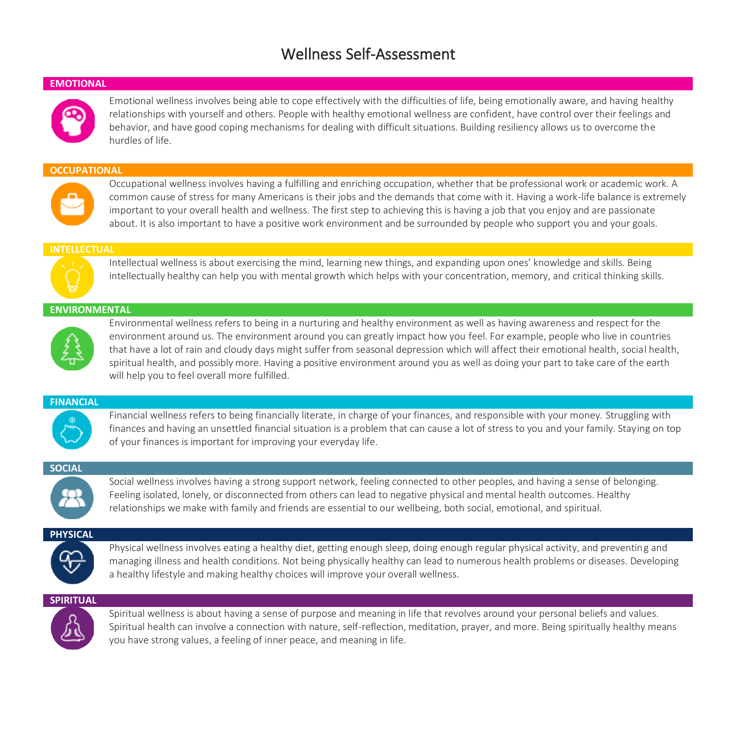# Wellness Self-Assessment

## EMOTIONAL

Emotional wellness involves being able to cope effectively with the difficulties of life, being emotionally aware, and having healthy relationships with yourself and others. People with healthy emotional wellness are confident, have control over their feelings and behavior, and have good coping mechanisms for dealing with difficult situations. Building resiliency allows us to overcome the hurdles of life.

## OCCUPATIONAL

Occupational wellness involves having a fulfilling and enriching occupation, whether that be professional work or academic work. A common cause of stress for many Americans is their jobs and the demands that come with it. Having a work-life balance is extremely important to your overall health and wellness. The first step to achieving this is having a job that you enjoy and are passionate about. It is also important to have a positive work environment and be surrounded by people who support you and your goals.

## INTELLECTUAL

Intellectual wellness is about exercising the mind, learning new things, and expanding upon ones' knowledge and skills. Being intellectually healthy can help you with mental growth which helps with your concentration, memory, and critical thinking skills.

## ENVIRONMENTAL

Environmental wellness refers to being in a nurturing and healthy environment as well as having awareness and respect for the environment around us. The environment around you can greatly impact how you feel. For example, people who live in countries that have a lot of rain and cloudy days might suffer from seasonal depression which will affect their emotional health, social health, spiritual health, and possibly more. Having a positive environment around you as well as doing your part to take care of the earth will help you to feel overall more fulfilled.

## FINANCIAL

Financial wellness refers to being financially literate, in charge of your finances, and responsible with your money. Struggling with finances and having an unsettled financial situation is a problem that can cause a lot of stress to you and your family. Staying on top of your finances is important for improving your everyday life.

## SOCIAL

Social wellness involves having a strong support network, feeling connected to other peoples, and having a sense of belonging. Feeling isolated, lonely, or disconnected from others can lead to negative physical and mental health outcomes. Healthy relationships we make with family and friends are essential to our wellbeing, both social, emotional, and spiritual.

## PHYSICAL

Physical wellness involves eating a healthy diet, getting enough sleep, doing enough regular physical activity, and preventing and managing illness and health conditions. Not being physically healthy can lead to numerous health problems or diseases. Developing a healthy lifestyle and making healthy choices will improve your overall wellness.

## SPIRITUAL

Spiritual wellness is about having a sense of purpose and meaning in life that revolves around your personal beliefs and values. Spiritual health can involve a connection with nature, self-reflection, meditation, prayer, and more. Being spiritually healthy means you have strong values, a feeling of inner peace, and meaning in life.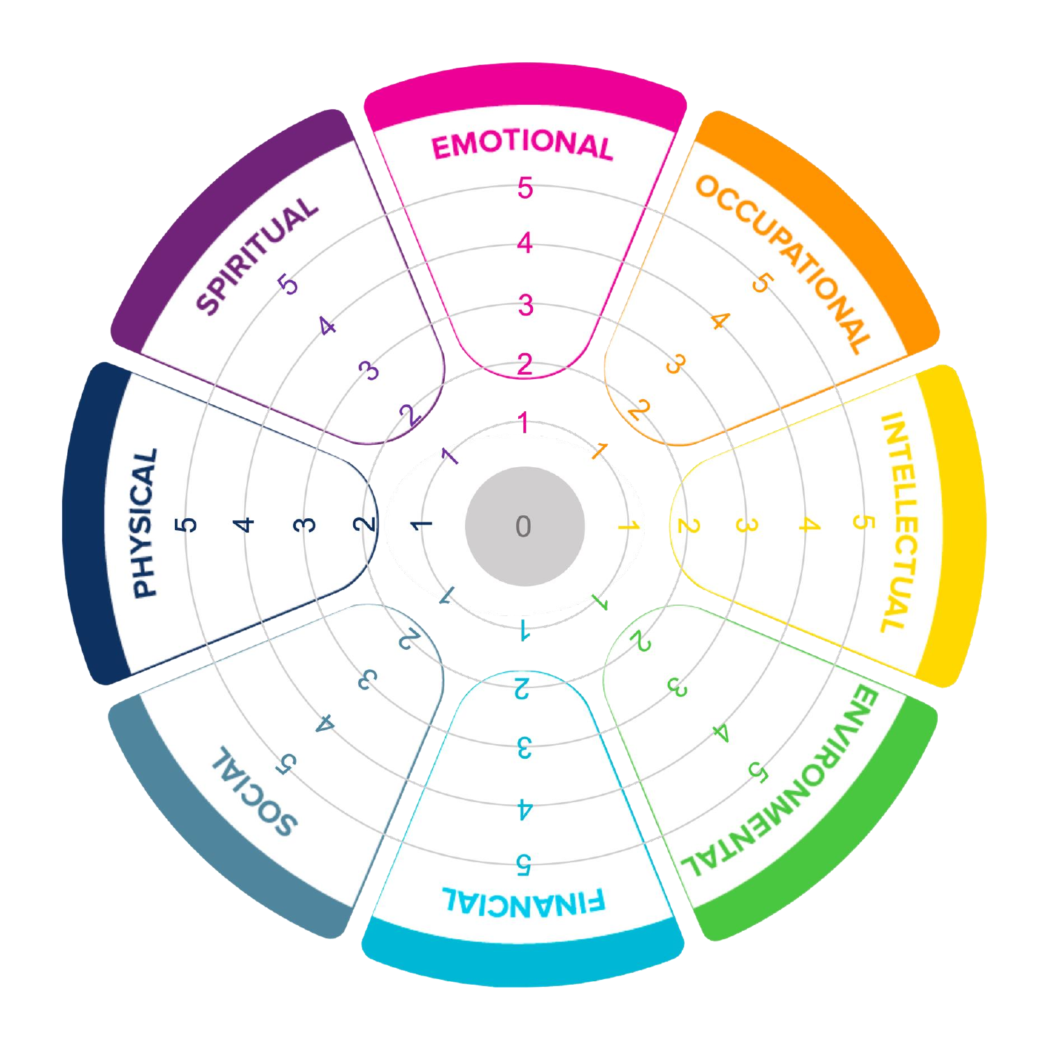EMOTIONAL

5
4
3
2
1

OCCUPATIONAL

5
4
3
2
1

INTELLECTUAL

1
2
3
4
5

ENVIRONMENTAL

1
2
3
4
5

FINANCIAL

1
2
3
4
5

SOCIAL

1
2
3
4
5

PHYSICAL

5
4
3
2
1

SPIRITUAL

5
4
3
2
1

0